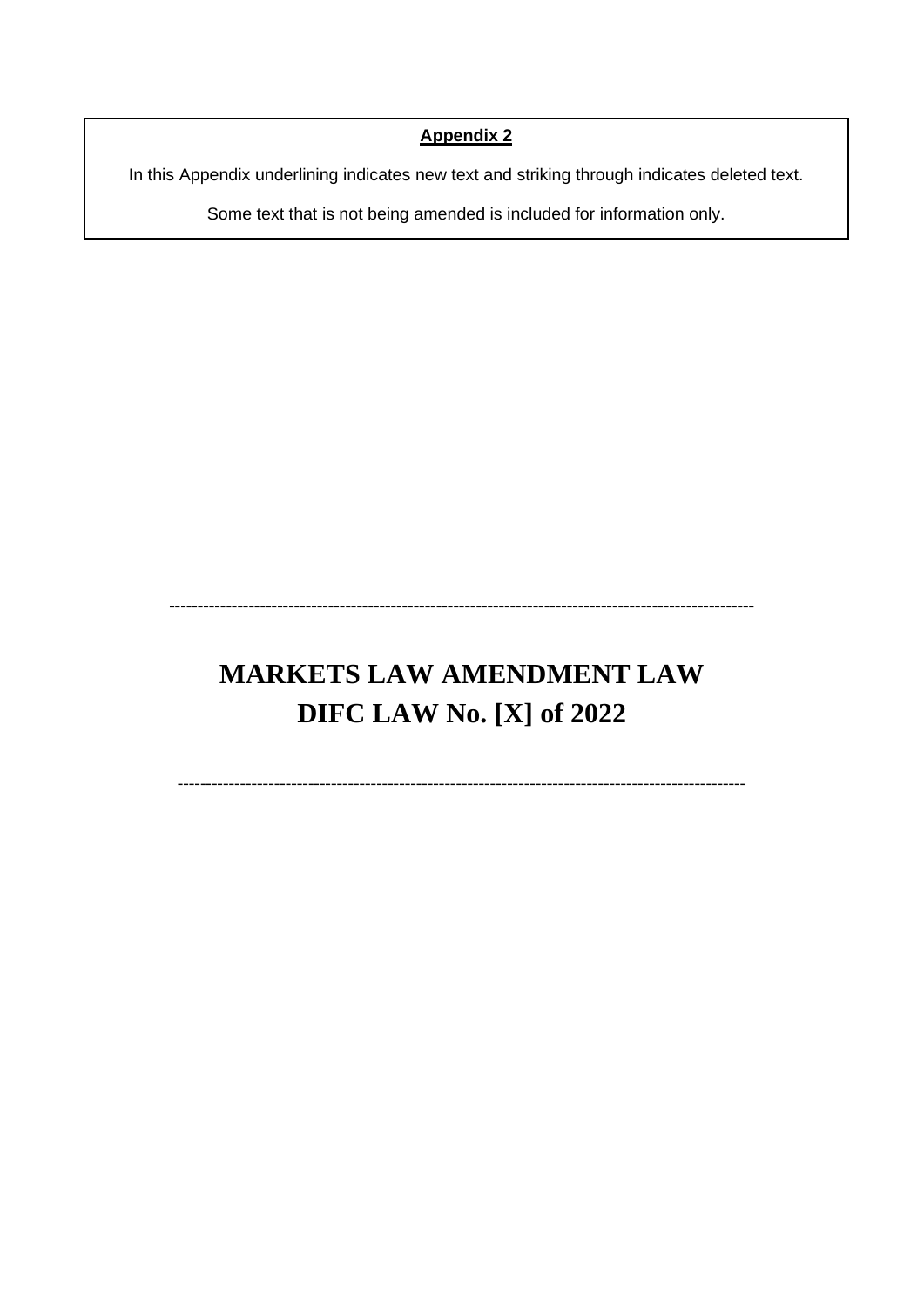**Appendix 2**

In this Appendix underlining indicates new text and striking through indicates deleted text.

Some text that is not being amended is included for information only.

---

# MARKETS LAW AMENDMENT LAW
# DIFC LAW No. [X] of 2022

---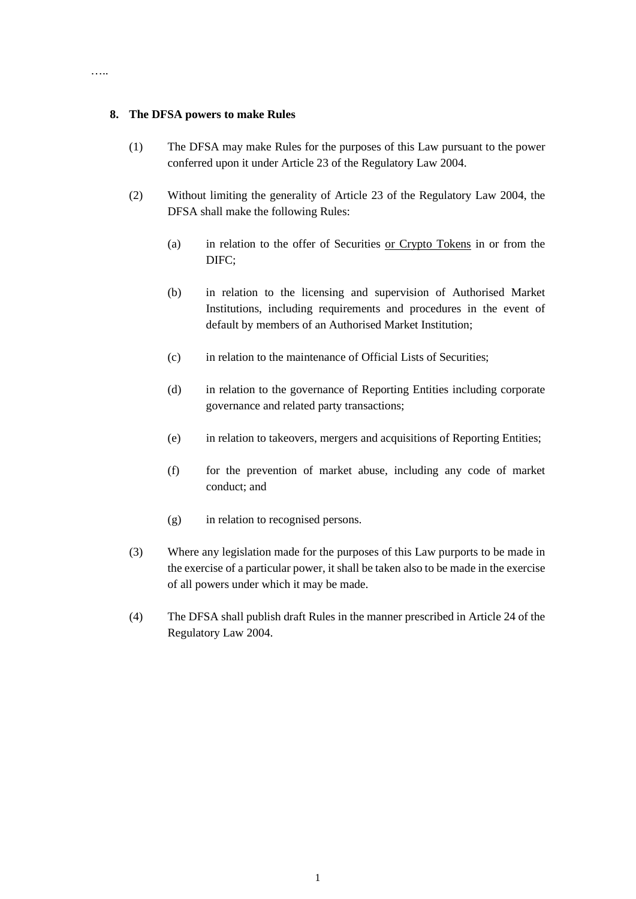…..

**8. The DFSA powers to make Rules**

(1) The DFSA may make Rules for the purposes of this Law pursuant to the power conferred upon it under Article 23 of the Regulatory Law 2004.

(2) Without limiting the generality of Article 23 of the Regulatory Law 2004, the DFSA shall make the following Rules:

(a) in relation to the offer of Securities <u>or Crypto Tokens</u> in or from the DIFC;

(b) in relation to the licensing and supervision of Authorised Market Institutions, including requirements and procedures in the event of default by members of an Authorised Market Institution;

(c) in relation to the maintenance of Official Lists of Securities;

(d) in relation to the governance of Reporting Entities including corporate governance and related party transactions;

(e) in relation to takeovers, mergers and acquisitions of Reporting Entities;

(f) for the prevention of market abuse, including any code of market conduct; and

(g) in relation to recognised persons.

(3) Where any legislation made for the purposes of this Law purports to be made in the exercise of a particular power, it shall be taken also to be made in the exercise of all powers under which it may be made.

(4) The DFSA shall publish draft Rules in the manner prescribed in Article 24 of the Regulatory Law 2004.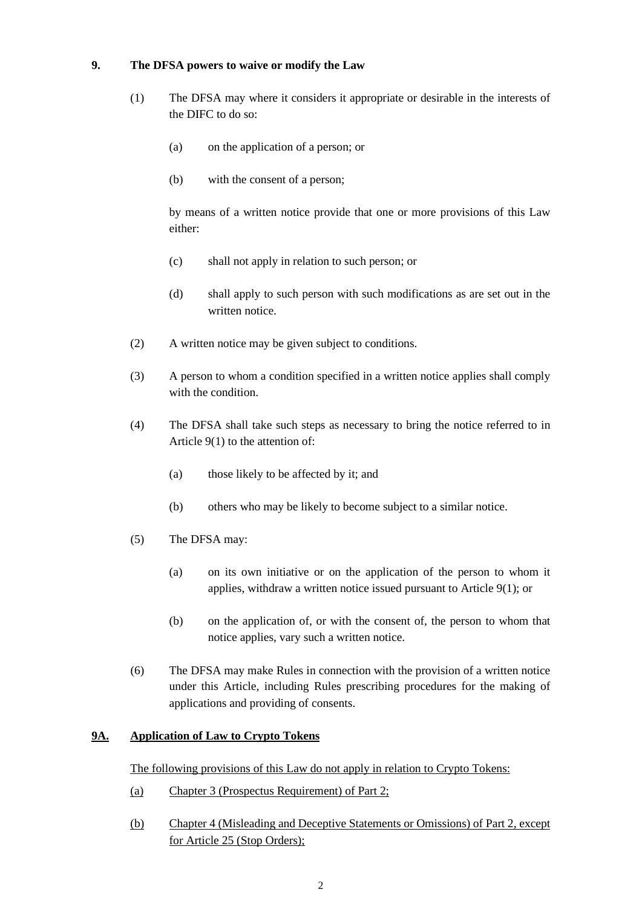## 9. The DFSA powers to waive or modify the Law

(1) The DFSA may where it considers it appropriate or desirable in the interests of the DIFC to do so:

(a) on the application of a person; or

(b) with the consent of a person;

by means of a written notice provide that one or more provisions of this Law either:

(c) shall not apply in relation to such person; or

(d) shall apply to such person with such modifications as are set out in the written notice.

(2) A written notice may be given subject to conditions.

(3) A person to whom a condition specified in a written notice applies shall comply with the condition.

(4) The DFSA shall take such steps as necessary to bring the notice referred to in Article 9(1) to the attention of:

(a) those likely to be affected by it; and

(b) others who may be likely to become subject to a similar notice.

(5) The DFSA may:

(a) on its own initiative or on the application of the person to whom it applies, withdraw a written notice issued pursuant to Article 9(1); or

(b) on the application of, or with the consent of, the person to whom that notice applies, vary such a written notice.

(6) The DFSA may make Rules in connection with the provision of a written notice under this Article, including Rules prescribing procedures for the making of applications and providing of consents.

## 9A. Application of Law to Crypto Tokens

The following provisions of this Law do not apply in relation to Crypto Tokens:

(a) Chapter 3 (Prospectus Requirement) of Part 2;

(b) Chapter 4 (Misleading and Deceptive Statements or Omissions) of Part 2, except for Article 25 (Stop Orders);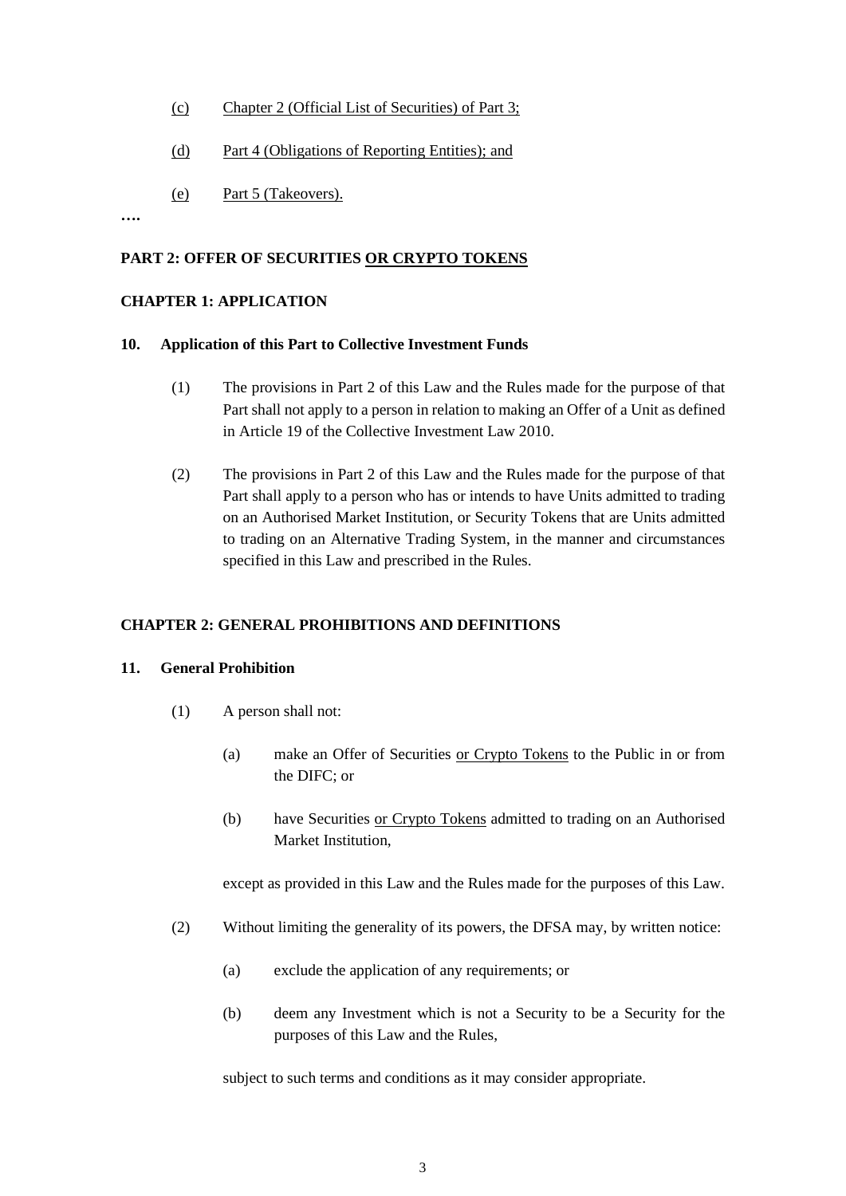(c) Chapter 2 (Official List of Securities) of Part 3;

(d) Part 4 (Obligations of Reporting Entities); and

(e) Part 5 (Takeovers).

….

**PART 2: OFFER OF SECURITIES OR CRYPTO TOKENS**

**CHAPTER 1: APPLICATION**

**10. Application of this Part to Collective Investment Funds**

(1) The provisions in Part 2 of this Law and the Rules made for the purpose of that Part shall not apply to a person in relation to making an Offer of a Unit as defined in Article 19 of the Collective Investment Law 2010.

(2) The provisions in Part 2 of this Law and the Rules made for the purpose of that Part shall apply to a person who has or intends to have Units admitted to trading on an Authorised Market Institution, or Security Tokens that are Units admitted to trading on an Alternative Trading System, in the manner and circumstances specified in this Law and prescribed in the Rules.

**CHAPTER 2: GENERAL PROHIBITIONS AND DEFINITIONS**

**11. General Prohibition**

(1) A person shall not:

(a) make an Offer of Securities or Crypto Tokens to the Public in or from the DIFC; or

(b) have Securities or Crypto Tokens admitted to trading on an Authorised Market Institution,

except as provided in this Law and the Rules made for the purposes of this Law.

(2) Without limiting the generality of its powers, the DFSA may, by written notice:

(a) exclude the application of any requirements; or

(b) deem any Investment which is not a Security to be a Security for the purposes of this Law and the Rules,

subject to such terms and conditions as it may consider appropriate.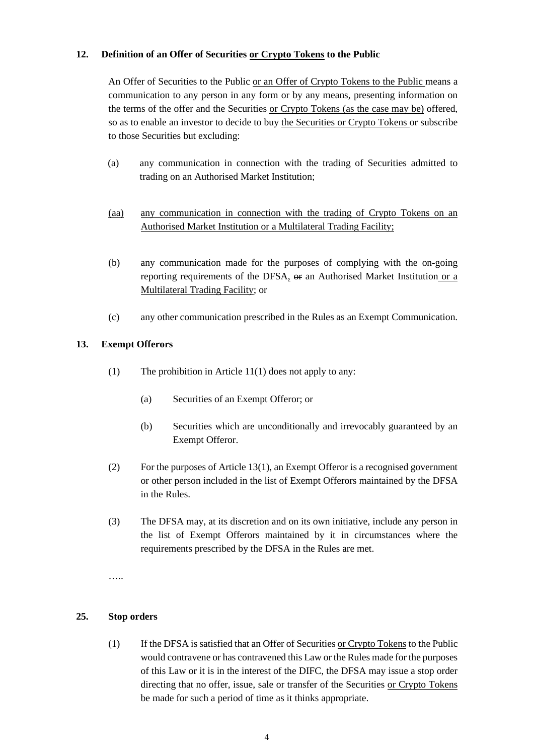**12. Definition of an Offer of Securities or Crypto Tokens to the Public**

An Offer of Securities to the Public or an Offer of Crypto Tokens to the Public means a communication to any person in any form or by any means, presenting information on the terms of the offer and the Securities or Crypto Tokens (as the case may be) offered, so as to enable an investor to decide to buy the Securities or Crypto Tokens or subscribe to those Securities but excluding:

(a) any communication in connection with the trading of Securities admitted to trading on an Authorised Market Institution;

(aa) any communication in connection with the trading of Crypto Tokens on an Authorised Market Institution or a Multilateral Trading Facility;

(b) any communication made for the purposes of complying with the on-going reporting requirements of the DFSA, ~~or~~ an Authorised Market Institution or a Multilateral Trading Facility; or

(c) any other communication prescribed in the Rules as an Exempt Communication.

**13. Exempt Offerors**

(1) The prohibition in Article 11(1) does not apply to any:

(a) Securities of an Exempt Offeror; or

(b) Securities which are unconditionally and irrevocably guaranteed by an Exempt Offeror.

(2) For the purposes of Article 13(1), an Exempt Offeror is a recognised government or other person included in the list of Exempt Offerors maintained by the DFSA in the Rules.

(3) The DFSA may, at its discretion and on its own initiative, include any person in the list of Exempt Offerors maintained by it in circumstances where the requirements prescribed by the DFSA in the Rules are met.

…..

**25. Stop orders**

(1) If the DFSA is satisfied that an Offer of Securities or Crypto Tokens to the Public would contravene or has contravened this Law or the Rules made for the purposes of this Law or it is in the interest of the DIFC, the DFSA may issue a stop order directing that no offer, issue, sale or transfer of the Securities or Crypto Tokens be made for such a period of time as it thinks appropriate.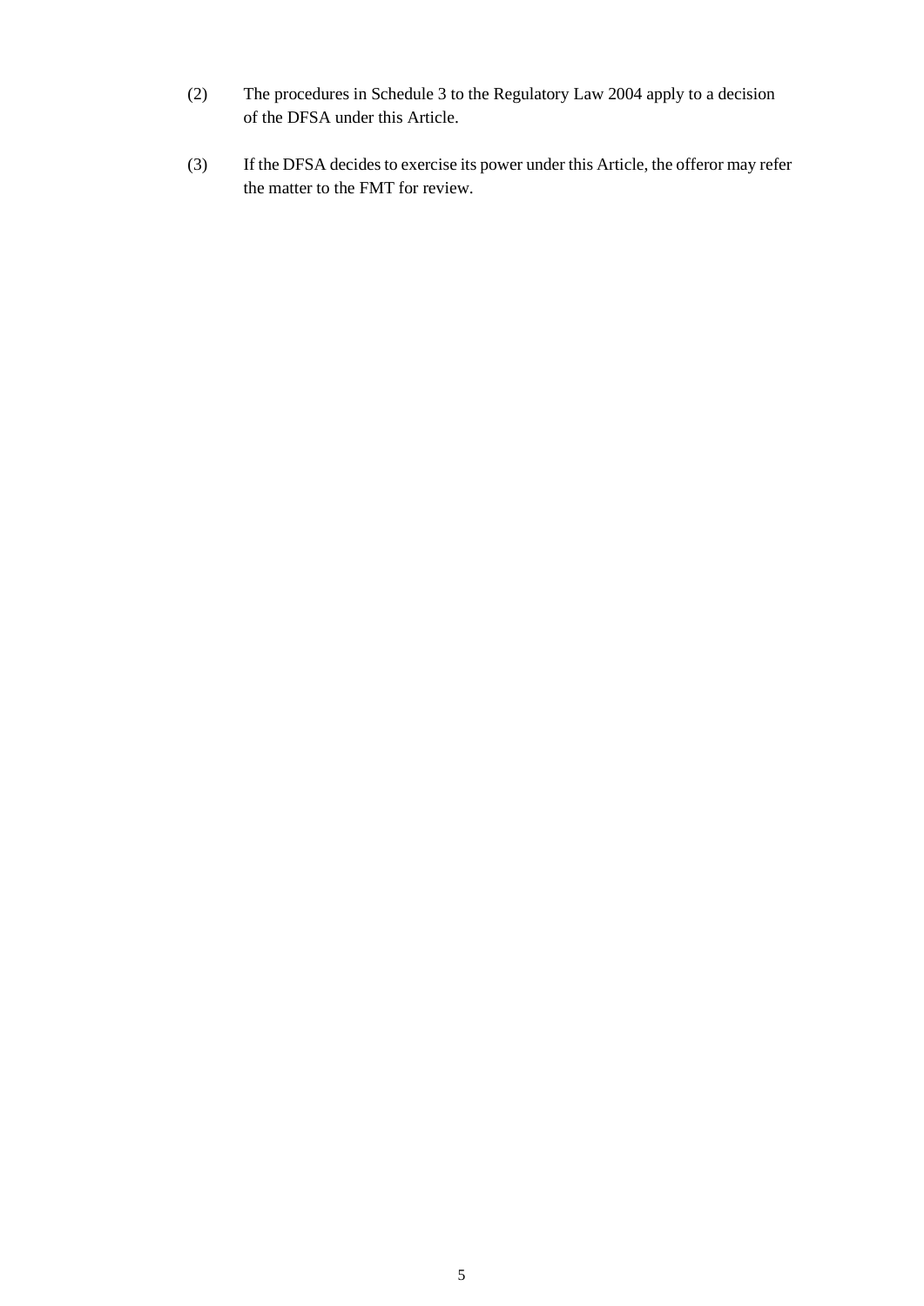(2) The procedures in Schedule 3 to the Regulatory Law 2004 apply to a decision of the DFSA under this Article.

(3) If the DFSA decides to exercise its power under this Article, the offeror may refer the matter to the FMT for review.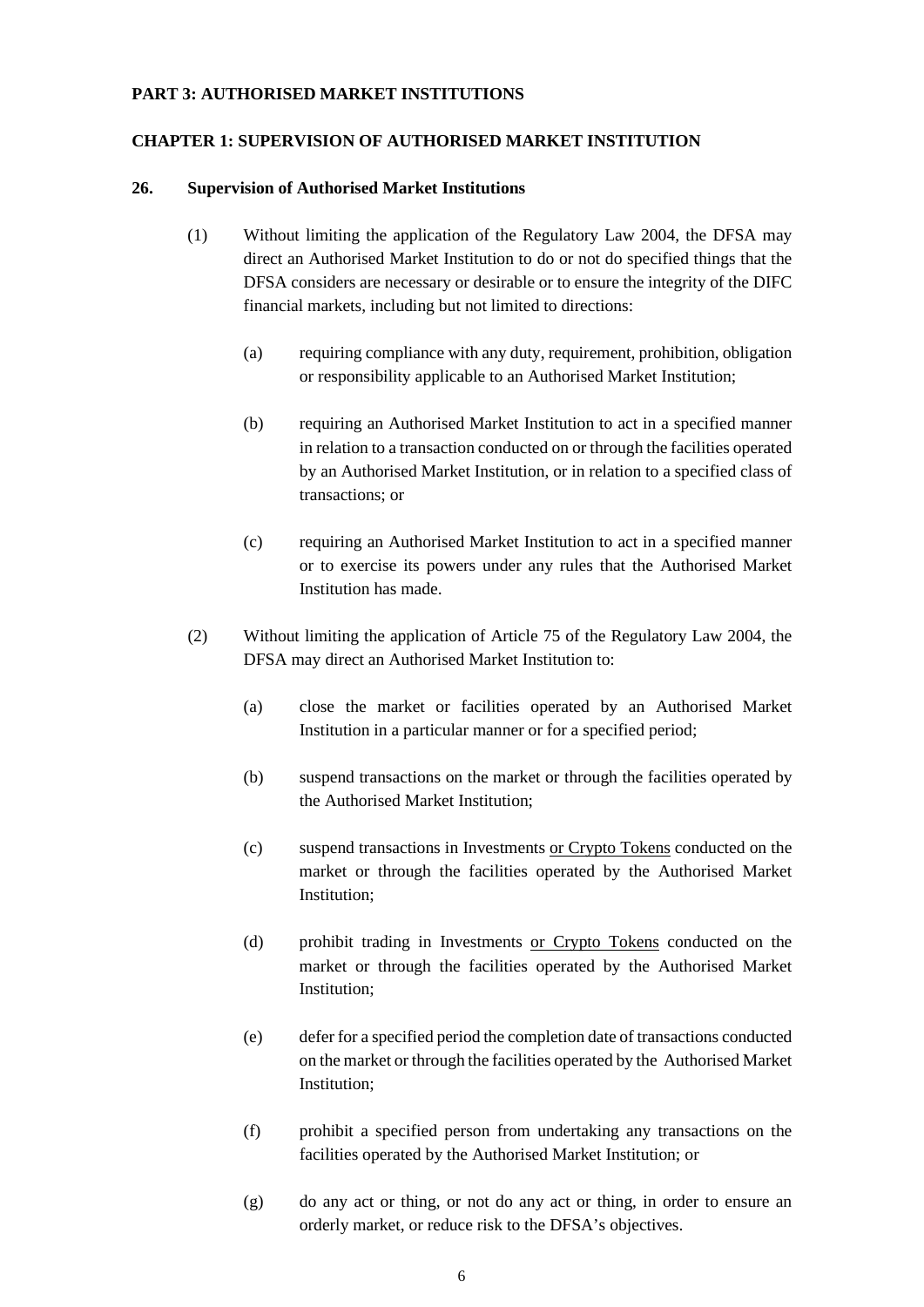**PART 3: AUTHORISED MARKET INSTITUTIONS**

**CHAPTER 1: SUPERVISION OF AUTHORISED MARKET INSTITUTION**

**26. Supervision of Authorised Market Institutions**

(1) Without limiting the application of the Regulatory Law 2004, the DFSA may direct an Authorised Market Institution to do or not do specified things that the DFSA considers are necessary or desirable or to ensure the integrity of the DIFC financial markets, including but not limited to directions:

(a) requiring compliance with any duty, requirement, prohibition, obligation or responsibility applicable to an Authorised Market Institution;

(b) requiring an Authorised Market Institution to act in a specified manner in relation to a transaction conducted on or through the facilities operated by an Authorised Market Institution, or in relation to a specified class of transactions; or

(c) requiring an Authorised Market Institution to act in a specified manner or to exercise its powers under any rules that the Authorised Market Institution has made.

(2) Without limiting the application of Article 75 of the Regulatory Law 2004, the DFSA may direct an Authorised Market Institution to:

(a) close the market or facilities operated by an Authorised Market Institution in a particular manner or for a specified period;

(b) suspend transactions on the market or through the facilities operated by the Authorised Market Institution;

(c) suspend transactions in Investments <u>or Crypto Tokens</u> conducted on the market or through the facilities operated by the Authorised Market Institution;

(d) prohibit trading in Investments <u>or Crypto Tokens</u> conducted on the market or through the facilities operated by the Authorised Market Institution;

(e) defer for a specified period the completion date of transactions conducted on the market or through the facilities operated by the Authorised Market Institution;

(f) prohibit a specified person from undertaking any transactions on the facilities operated by the Authorised Market Institution; or

(g) do any act or thing, or not do any act or thing, in order to ensure an orderly market, or reduce risk to the DFSA's objectives.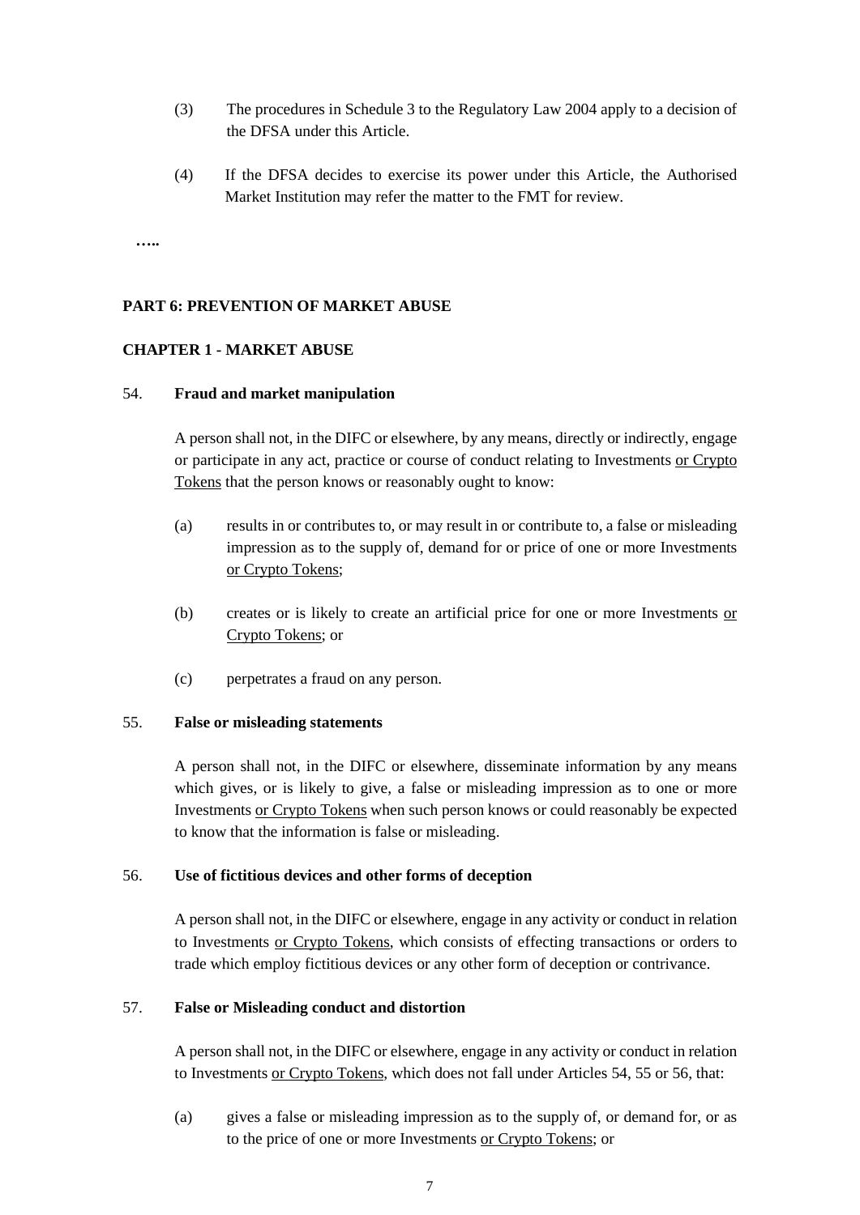(3) The procedures in Schedule 3 to the Regulatory Law 2004 apply to a decision of the DFSA under this Article.

(4) If the DFSA decides to exercise its power under this Article, the Authorised Market Institution may refer the matter to the FMT for review.

**…..**

**PART 6: PREVENTION OF MARKET ABUSE**

**CHAPTER 1 - MARKET ABUSE**

54. **Fraud and market manipulation**

A person shall not, in the DIFC or elsewhere, by any means, directly or indirectly, engage or participate in any act, practice or course of conduct relating to Investments <u>or Crypto Tokens</u> that the person knows or reasonably ought to know:

(a) results in or contributes to, or may result in or contribute to, a false or misleading impression as to the supply of, demand for or price of one or more Investments <u>or Crypto Tokens</u>;

(b) creates or is likely to create an artificial price for one or more Investments <u>or Crypto Tokens</u>; or

(c) perpetrates a fraud on any person.

55. **False or misleading statements**

A person shall not, in the DIFC or elsewhere, disseminate information by any means which gives, or is likely to give, a false or misleading impression as to one or more Investments <u>or Crypto Tokens</u> when such person knows or could reasonably be expected to know that the information is false or misleading.

56. **Use of fictitious devices and other forms of deception**

A person shall not, in the DIFC or elsewhere, engage in any activity or conduct in relation to Investments <u>or Crypto Tokens</u>, which consists of effecting transactions or orders to trade which employ fictitious devices or any other form of deception or contrivance.

57. **False or Misleading conduct and distortion**

A person shall not, in the DIFC or elsewhere, engage in any activity or conduct in relation to Investments <u>or Crypto Tokens</u>, which does not fall under Articles 54, 55 or 56, that:

(a) gives a false or misleading impression as to the supply of, or demand for, or as to the price of one or more Investments <u>or Crypto Tokens</u>; or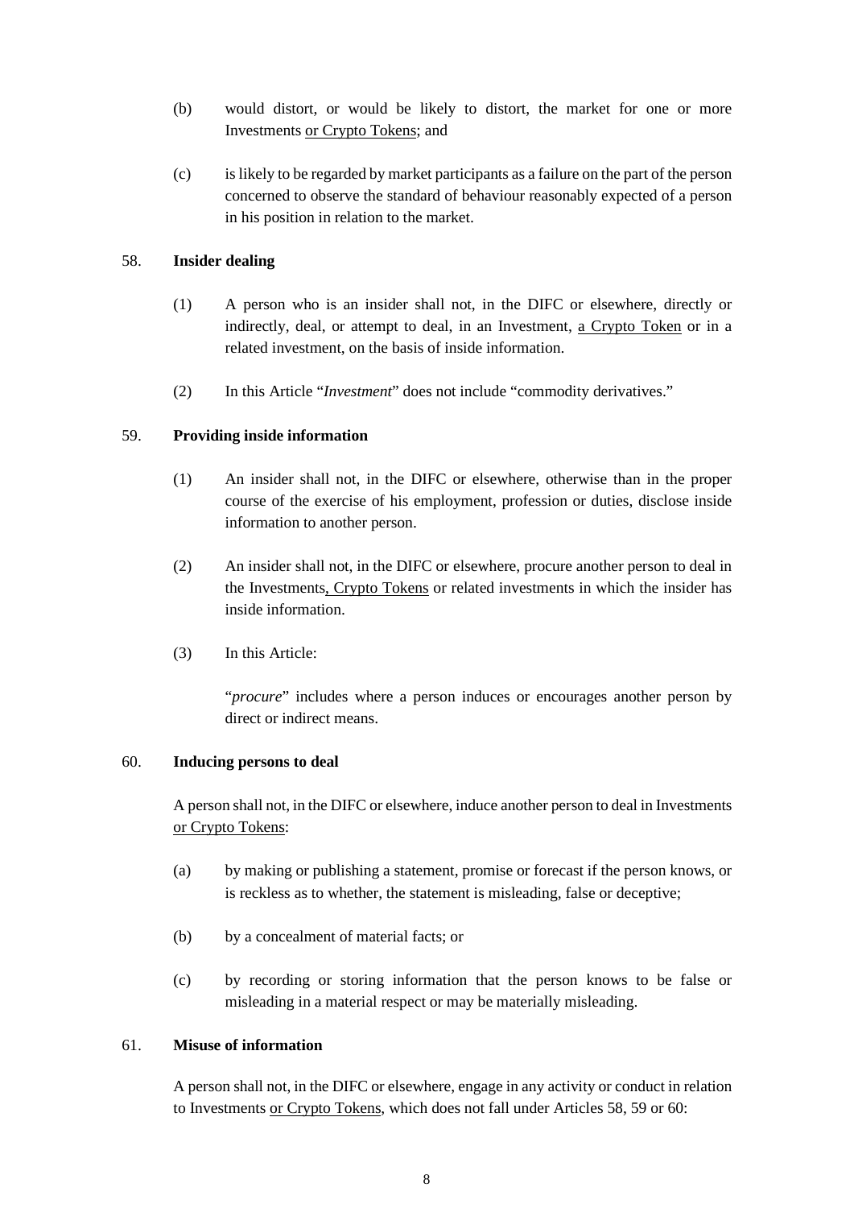(b) would distort, or would be likely to distort, the market for one or more Investments <u>or Crypto Tokens</u>; and

(c) is likely to be regarded by market participants as a failure on the part of the person concerned to observe the standard of behaviour reasonably expected of a person in his position in relation to the market.

### 58. Insider dealing

(1) A person who is an insider shall not, in the DIFC or elsewhere, directly or indirectly, deal, or attempt to deal, in an Investment, <u>a Crypto Token</u> or in a related investment, on the basis of inside information.

(2) In this Article "*Investment*" does not include "commodity derivatives."

### 59. Providing inside information

(1) An insider shall not, in the DIFC or elsewhere, otherwise than in the proper course of the exercise of his employment, profession or duties, disclose inside information to another person.

(2) An insider shall not, in the DIFC or elsewhere, procure another person to deal in the Investments<u>, Crypto Tokens</u> or related investments in which the insider has inside information.

(3) In this Article:

"*procure*" includes where a person induces or encourages another person by direct or indirect means.

### 60. Inducing persons to deal

A person shall not, in the DIFC or elsewhere, induce another person to deal in Investments <u>or Crypto Tokens</u>:

(a) by making or publishing a statement, promise or forecast if the person knows, or is reckless as to whether, the statement is misleading, false or deceptive;

(b) by a concealment of material facts; or

(c) by recording or storing information that the person knows to be false or misleading in a material respect or may be materially misleading.

### 61. Misuse of information

A person shall not, in the DIFC or elsewhere, engage in any activity or conduct in relation to Investments <u>or Crypto Tokens</u>, which does not fall under Articles 58, 59 or 60: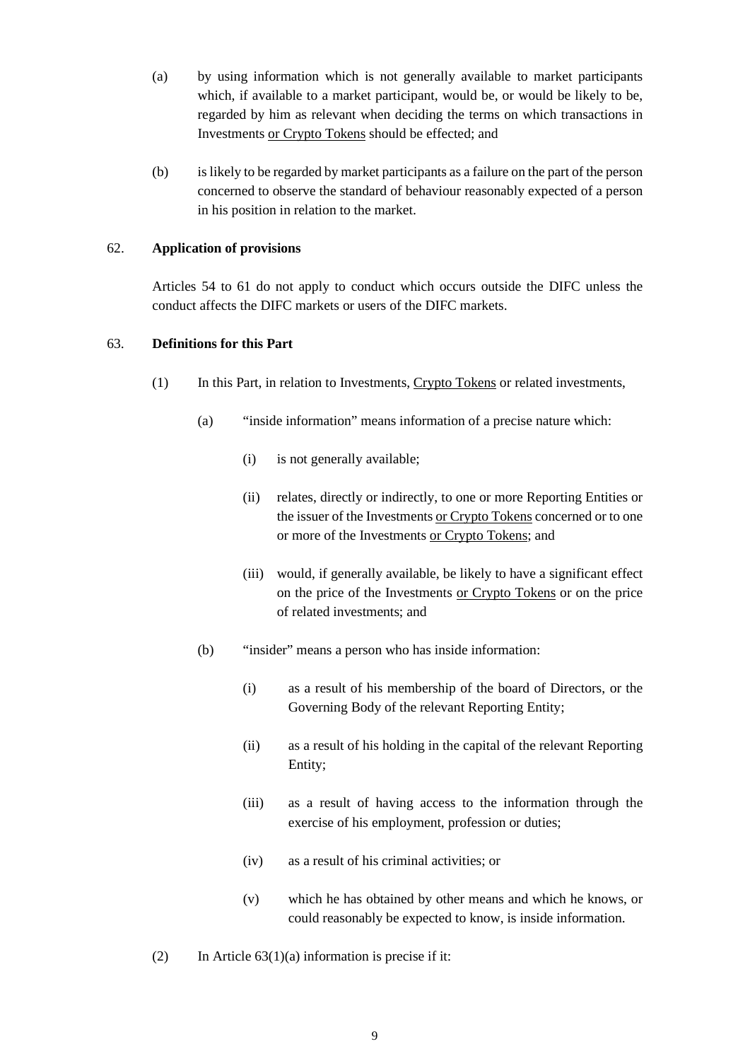(a) by using information which is not generally available to market participants which, if available to a market participant, would be, or would be likely to be, regarded by him as relevant when deciding the terms on which transactions in Investments <u>or Crypto Tokens</u> should be effected; and

(b) is likely to be regarded by market participants as a failure on the part of the person concerned to observe the standard of behaviour reasonably expected of a person in his position in relation to the market.

62. **Application of provisions**

Articles 54 to 61 do not apply to conduct which occurs outside the DIFC unless the conduct affects the DIFC markets or users of the DIFC markets.

63. **Definitions for this Part**

(1) In this Part, in relation to Investments, <u>Crypto Tokens</u> or related investments,

(a) "inside information" means information of a precise nature which:

(i) is not generally available;

(ii) relates, directly or indirectly, to one or more Reporting Entities or the issuer of the Investments <u>or Crypto Tokens</u> concerned or to one or more of the Investments <u>or Crypto Tokens</u>; and

(iii) would, if generally available, be likely to have a significant effect on the price of the Investments <u>or Crypto Tokens</u> or on the price of related investments; and

(b) "insider" means a person who has inside information:

(i) as a result of his membership of the board of Directors, or the Governing Body of the relevant Reporting Entity;

(ii) as a result of his holding in the capital of the relevant Reporting Entity;

(iii) as a result of having access to the information through the exercise of his employment, profession or duties;

(iv) as a result of his criminal activities; or

(v) which he has obtained by other means and which he knows, or could reasonably be expected to know, is inside information.

(2) In Article 63(1)(a) information is precise if it: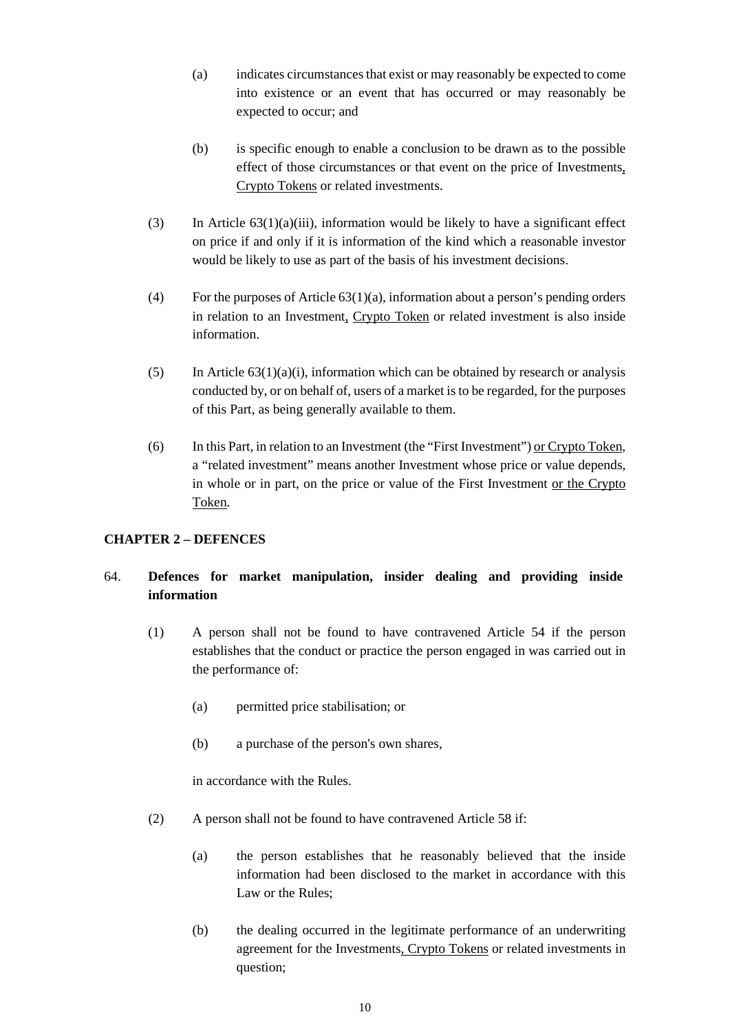(a) indicates circumstances that exist or may reasonably be expected to come into existence or an event that has occurred or may reasonably be expected to occur; and

(b) is specific enough to enable a conclusion to be drawn as to the possible effect of those circumstances or that event on the price of Investments, Crypto Tokens or related investments.

(3) In Article 63(1)(a)(iii), information would be likely to have a significant effect on price if and only if it is information of the kind which a reasonable investor would be likely to use as part of the basis of his investment decisions.

(4) For the purposes of Article 63(1)(a), information about a person's pending orders in relation to an Investment, Crypto Token or related investment is also inside information.

(5) In Article 63(1)(a)(i), information which can be obtained by research or analysis conducted by, or on behalf of, users of a market is to be regarded, for the purposes of this Part, as being generally available to them.

(6) In this Part, in relation to an Investment (the "First Investment") or Crypto Token, a "related investment" means another Investment whose price or value depends, in whole or in part, on the price or value of the First Investment or the Crypto Token.

## CHAPTER 2 – DEFENCES

### 64. Defences for market manipulation, insider dealing and providing inside information

(1) A person shall not be found to have contravened Article 54 if the person establishes that the conduct or practice the person engaged in was carried out in the performance of:

(a) permitted price stabilisation; or

(b) a purchase of the person's own shares,

in accordance with the Rules.

(2) A person shall not be found to have contravened Article 58 if:

(a) the person establishes that he reasonably believed that the inside information had been disclosed to the market in accordance with this Law or the Rules;

(b) the dealing occurred in the legitimate performance of an underwriting agreement for the Investments, Crypto Tokens or related investments in question;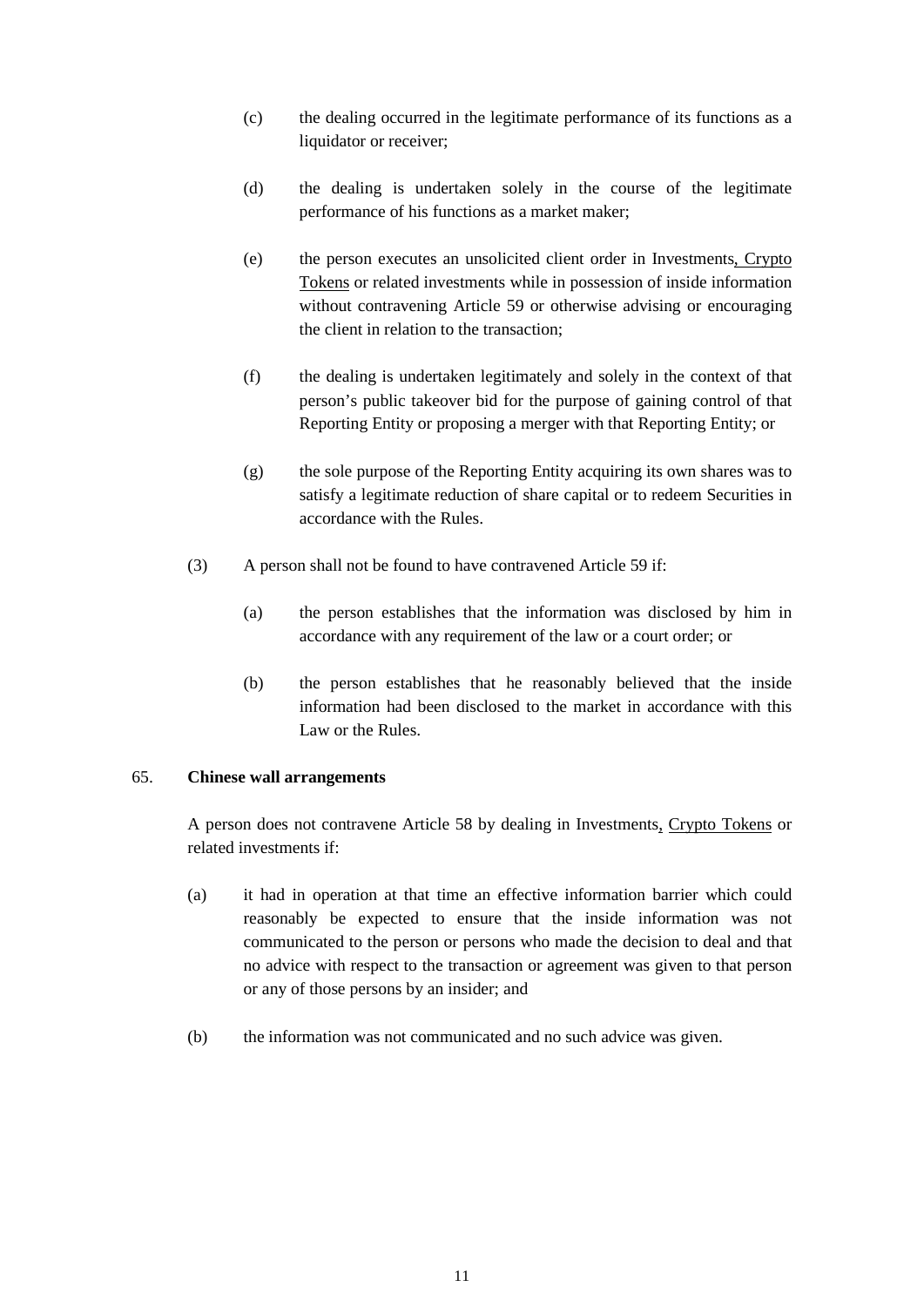(c) the dealing occurred in the legitimate performance of its functions as a liquidator or receiver;

(d) the dealing is undertaken solely in the course of the legitimate performance of his functions as a market maker;

(e) the person executes an unsolicited client order in Investments, Crypto Tokens or related investments while in possession of inside information without contravening Article 59 or otherwise advising or encouraging the client in relation to the transaction;

(f) the dealing is undertaken legitimately and solely in the context of that person's public takeover bid for the purpose of gaining control of that Reporting Entity or proposing a merger with that Reporting Entity; or

(g) the sole purpose of the Reporting Entity acquiring its own shares was to satisfy a legitimate reduction of share capital or to redeem Securities in accordance with the Rules.

(3) A person shall not be found to have contravened Article 59 if:

(a) the person establishes that the information was disclosed by him in accordance with any requirement of the law or a court order; or

(b) the person establishes that he reasonably believed that the inside information had been disclosed to the market in accordance with this Law or the Rules.

65. **Chinese wall arrangements**

A person does not contravene Article 58 by dealing in Investments, Crypto Tokens or related investments if:

(a) it had in operation at that time an effective information barrier which could reasonably be expected to ensure that the inside information was not communicated to the person or persons who made the decision to deal and that no advice with respect to the transaction or agreement was given to that person or any of those persons by an insider; and

(b) the information was not communicated and no such advice was given.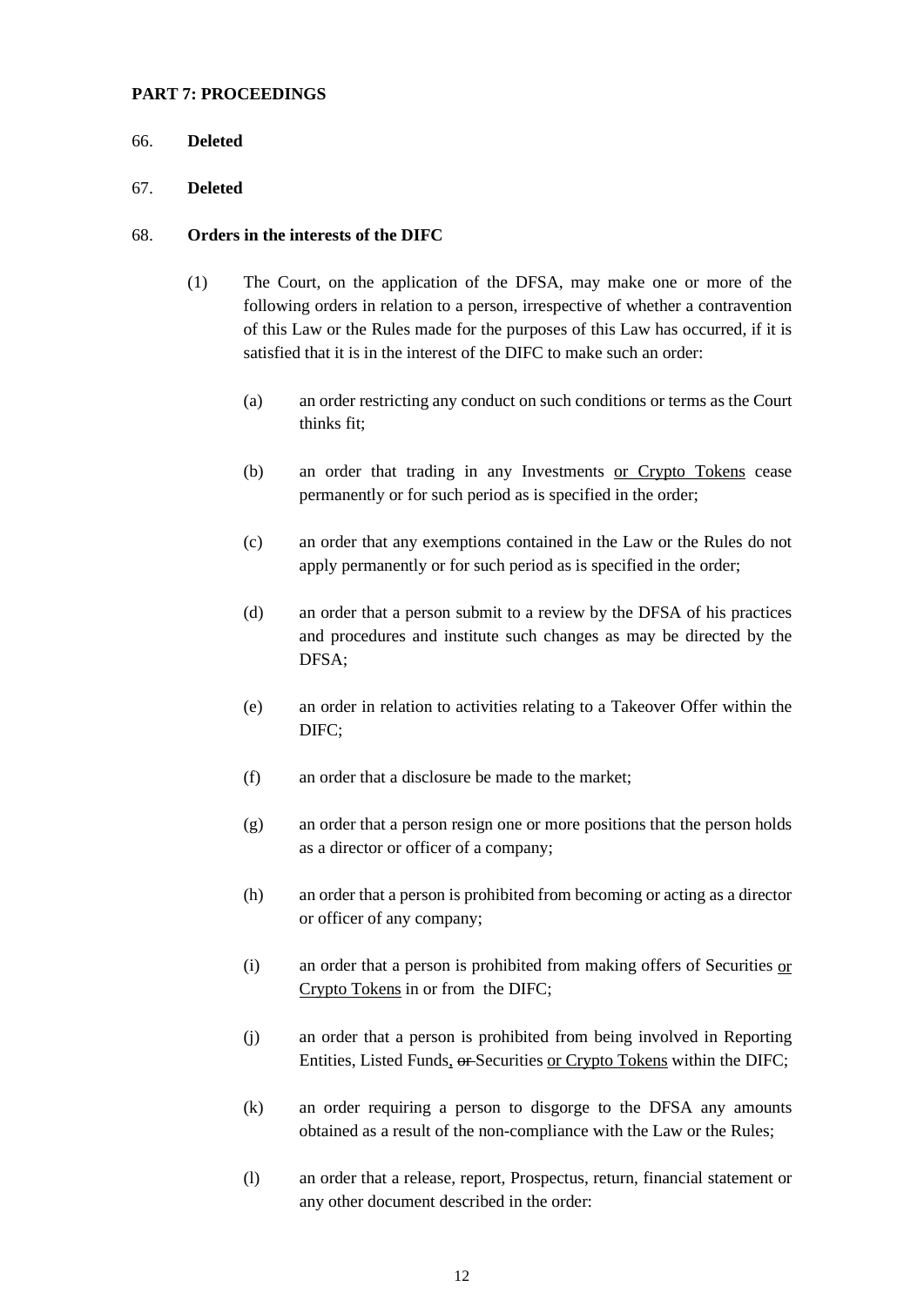**PART 7: PROCEEDINGS**

66. **Deleted**

67. **Deleted**

68. **Orders in the interests of the DIFC**

(1) The Court, on the application of the DFSA, may make one or more of the following orders in relation to a person, irrespective of whether a contravention of this Law or the Rules made for the purposes of this Law has occurred, if it is satisfied that it is in the interest of the DIFC to make such an order:

(a) an order restricting any conduct on such conditions or terms as the Court thinks fit;

(b) an order that trading in any Investments <u>or Crypto Tokens</u> cease permanently or for such period as is specified in the order;

(c) an order that any exemptions contained in the Law or the Rules do not apply permanently or for such period as is specified in the order;

(d) an order that a person submit to a review by the DFSA of his practices and procedures and institute such changes as may be directed by the DFSA;

(e) an order in relation to activities relating to a Takeover Offer within the DIFC;

(f) an order that a disclosure be made to the market;

(g) an order that a person resign one or more positions that the person holds as a director or officer of a company;

(h) an order that a person is prohibited from becoming or acting as a director or officer of any company;

(i) an order that a person is prohibited from making offers of Securities <u>or Crypto Tokens</u> in or from the DIFC;

(j) an order that a person is prohibited from being involved in Reporting Entities, Listed Funds<u>,</u> ~~or~~ Securities <u>or Crypto Tokens</u> within the DIFC;

(k) an order requiring a person to disgorge to the DFSA any amounts obtained as a result of the non-compliance with the Law or the Rules;

(l) an order that a release, report, Prospectus, return, financial statement or any other document described in the order: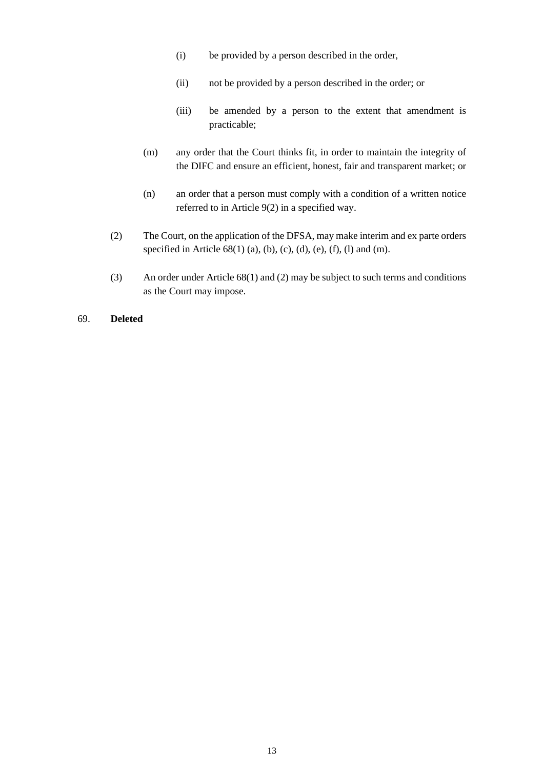(i) be provided by a person described in the order,

(ii) not be provided by a person described in the order; or

(iii) be amended by a person to the extent that amendment is practicable;

(m) any order that the Court thinks fit, in order to maintain the integrity of the DIFC and ensure an efficient, honest, fair and transparent market; or

(n) an order that a person must comply with a condition of a written notice referred to in Article 9(2) in a specified way.

(2) The Court, on the application of the DFSA, may make interim and ex parte orders specified in Article 68(1) (a), (b), (c), (d), (e), (f), (l) and (m).

(3) An order under Article 68(1) and (2) may be subject to such terms and conditions as the Court may impose.

69. **Deleted**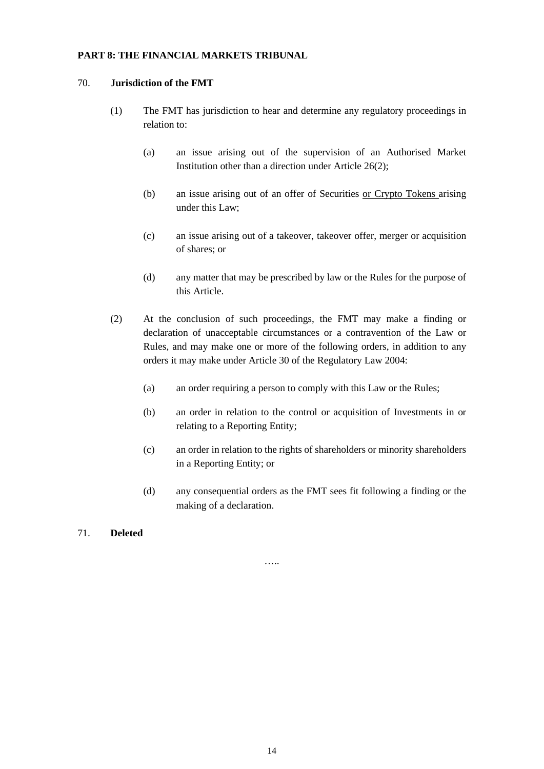**PART 8: THE FINANCIAL MARKETS TRIBUNAL**

70. **Jurisdiction of the FMT**

(1) The FMT has jurisdiction to hear and determine any regulatory proceedings in relation to:

(a) an issue arising out of the supervision of an Authorised Market Institution other than a direction under Article 26(2);

(b) an issue arising out of an offer of Securities <u>or Crypto Tokens</u> arising under this Law;

(c) an issue arising out of a takeover, takeover offer, merger or acquisition of shares; or

(d) any matter that may be prescribed by law or the Rules for the purpose of this Article.

(2) At the conclusion of such proceedings, the FMT may make a finding or declaration of unacceptable circumstances or a contravention of the Law or Rules, and may make one or more of the following orders, in addition to any orders it may make under Article 30 of the Regulatory Law 2004:

(a) an order requiring a person to comply with this Law or the Rules;

(b) an order in relation to the control or acquisition of Investments in or relating to a Reporting Entity;

(c) an order in relation to the rights of shareholders or minority shareholders in a Reporting Entity; or

(d) any consequential orders as the FMT sees fit following a finding or the making of a declaration.

71. **Deleted**

…..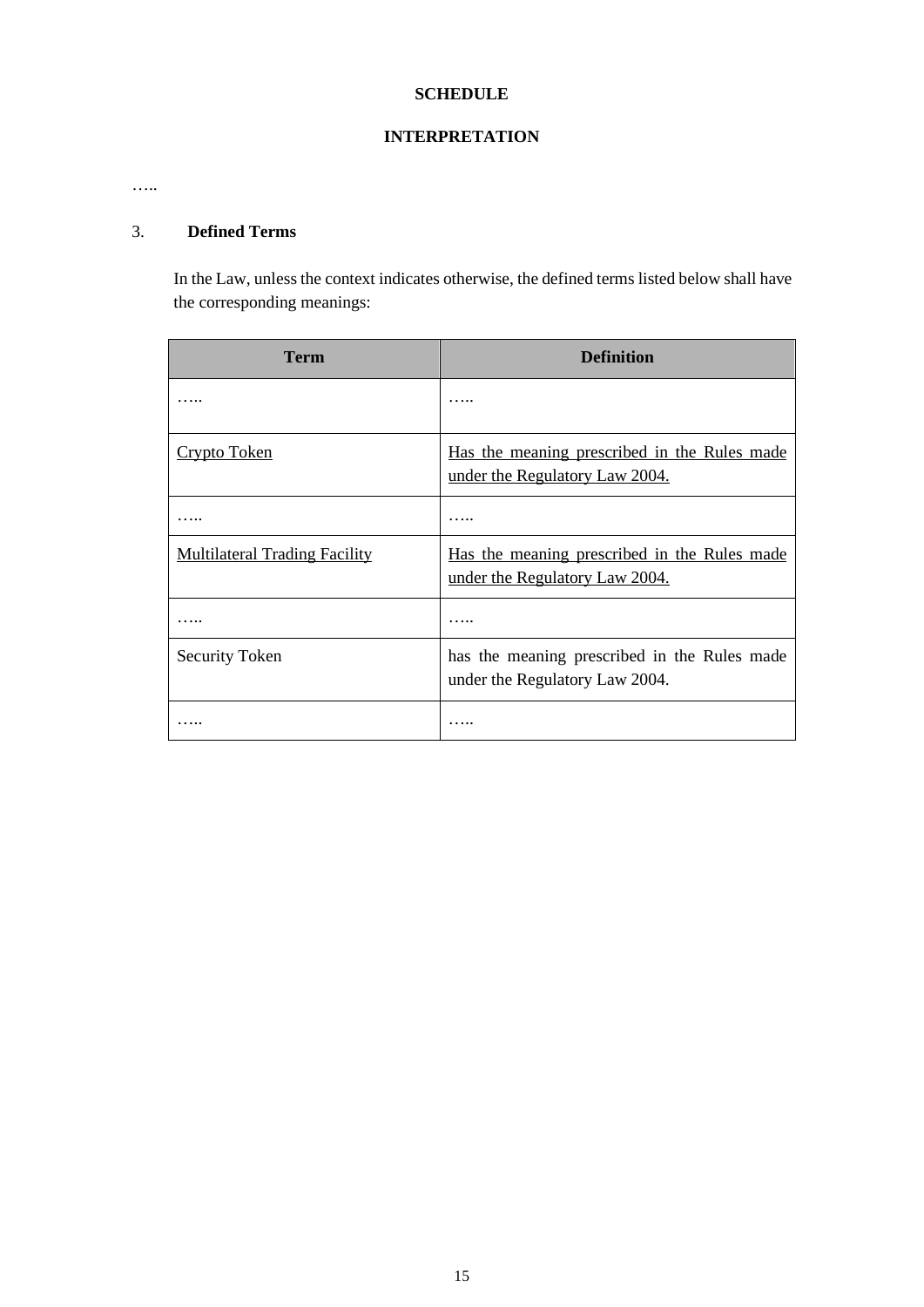**SCHEDULE**

**INTERPRETATION**

…..

3. **Defined Terms**

In the Law, unless the context indicates otherwise, the defined terms listed below shall have the corresponding meanings:

| Term | Definition |
|---|---|
| ….. | ….. |
| <u>Crypto Token</u> | <u>Has the meaning prescribed in the Rules made under the Regulatory Law 2004.</u> |
| ….. | ….. |
| <u>Multilateral Trading Facility</u> | <u>Has the meaning prescribed in the Rules made under the Regulatory Law 2004.</u> |
| ….. | ….. |
| Security Token | has the meaning prescribed in the Rules made under the Regulatory Law 2004. |
| ….. | ….. |